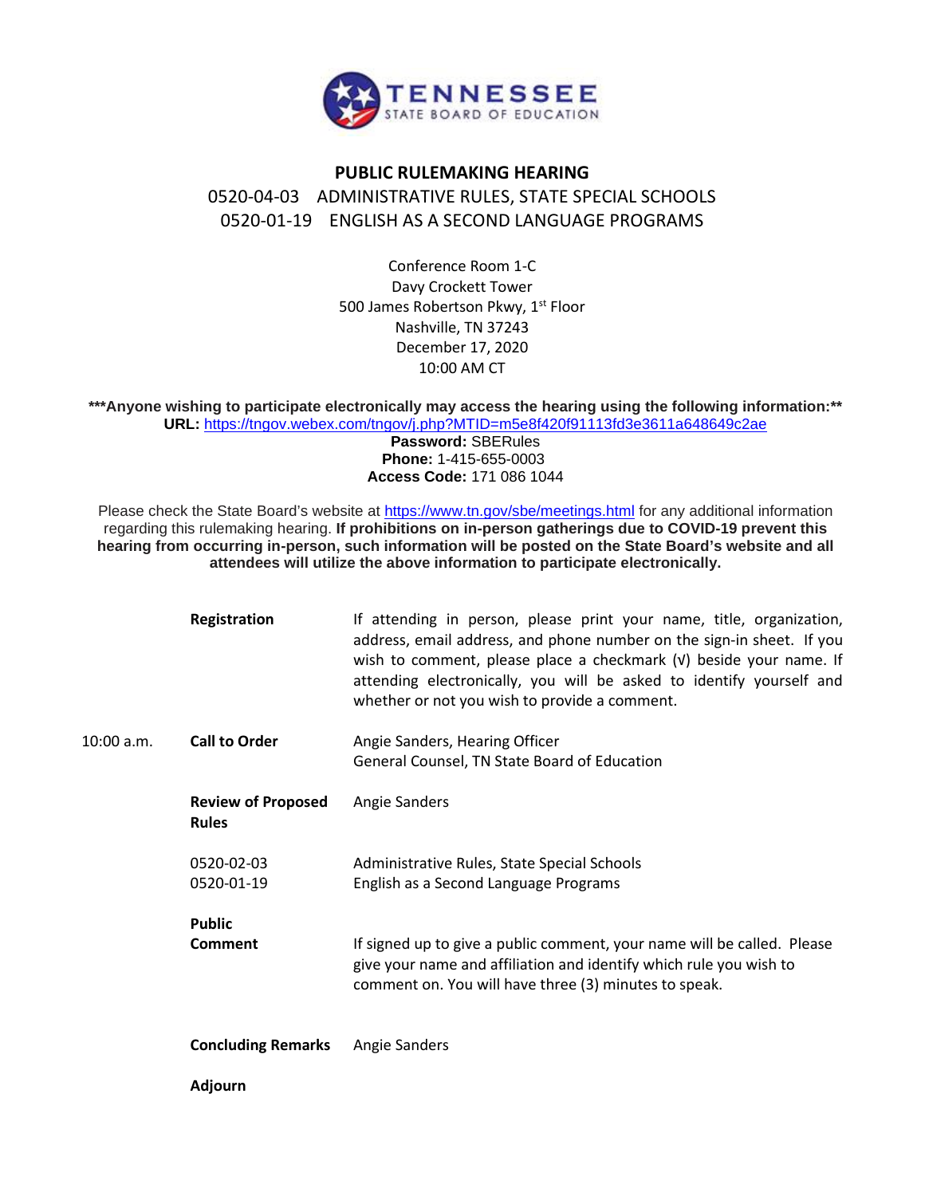TENNESSEE
STATE BOARD OF EDUCATION

# PUBLIC RULEMAKING HEARING

## 0520-04-03 ADMINISTRATIVE RULES, STATE SPECIAL SCHOOLS
## 0520-01-19 ENGLISH AS A SECOND LANGUAGE PROGRAMS

Conference Room 1-C
Davy Crockett Tower
500 James Robertson Pkwy, 1st Floor
Nashville, TN 37243
December 17, 2020
10:00 AM CT

**\*\*\*Anyone wishing to participate electronically may access the hearing using the following information:\*\***
**URL:** https://tngov.webex.com/tngov/j.php?MTID=m5e8f420f91113fd3e3611a648649c2ae
**Password:** SBERules
**Phone:** 1-415-655-0003
**Access Code:** 171 086 1044

Please check the State Board's website at https://www.tn.gov/sbe/meetings.html for any additional information regarding this rulemaking hearing. **If prohibitions on in-person gatherings due to COVID-19 prevent this hearing from occurring in-person, such information will be posted on the State Board's website and all attendees will utilize the above information to participate electronically.**

| | | |
|---|---|---|
| | **Registration** | If attending in person, please print your name, title, organization, address, email address, and phone number on the sign-in sheet. If you wish to comment, please place a checkmark (√) beside your name. If attending electronically, you will be asked to identify yourself and whether or not you wish to provide a comment. |
| 10:00 a.m. | **Call to Order** | Angie Sanders, Hearing Officer<br>General Counsel, TN State Board of Education |
| | **Review of Proposed Rules** | Angie Sanders |
| | 0520-02-03<br>0520-01-19 | Administrative Rules, State Special Schools<br>English as a Second Language Programs |
| | **Public Comment** | If signed up to give a public comment, your name will be called. Please give your name and affiliation and identify which rule you wish to comment on. You will have three (3) minutes to speak. |
| | **Concluding Remarks** | Angie Sanders |
| | **Adjourn** | |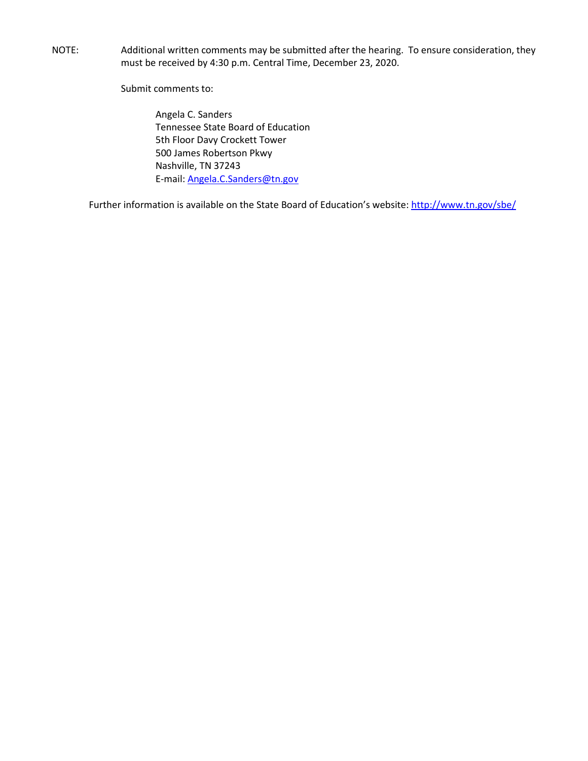NOTE: Additional written comments may be submitted after the hearing. To ensure consideration, they must be received by 4:30 p.m. Central Time, December 23, 2020.

Submit comments to:

Angela C. Sanders  
Tennessee State Board of Education  
5th Floor Davy Crockett Tower  
500 James Robertson Pkwy  
Nashville, TN 37243  
E-mail: Angela.C.Sanders@tn.gov

Further information is available on the State Board of Education's website: http://www.tn.gov/sbe/